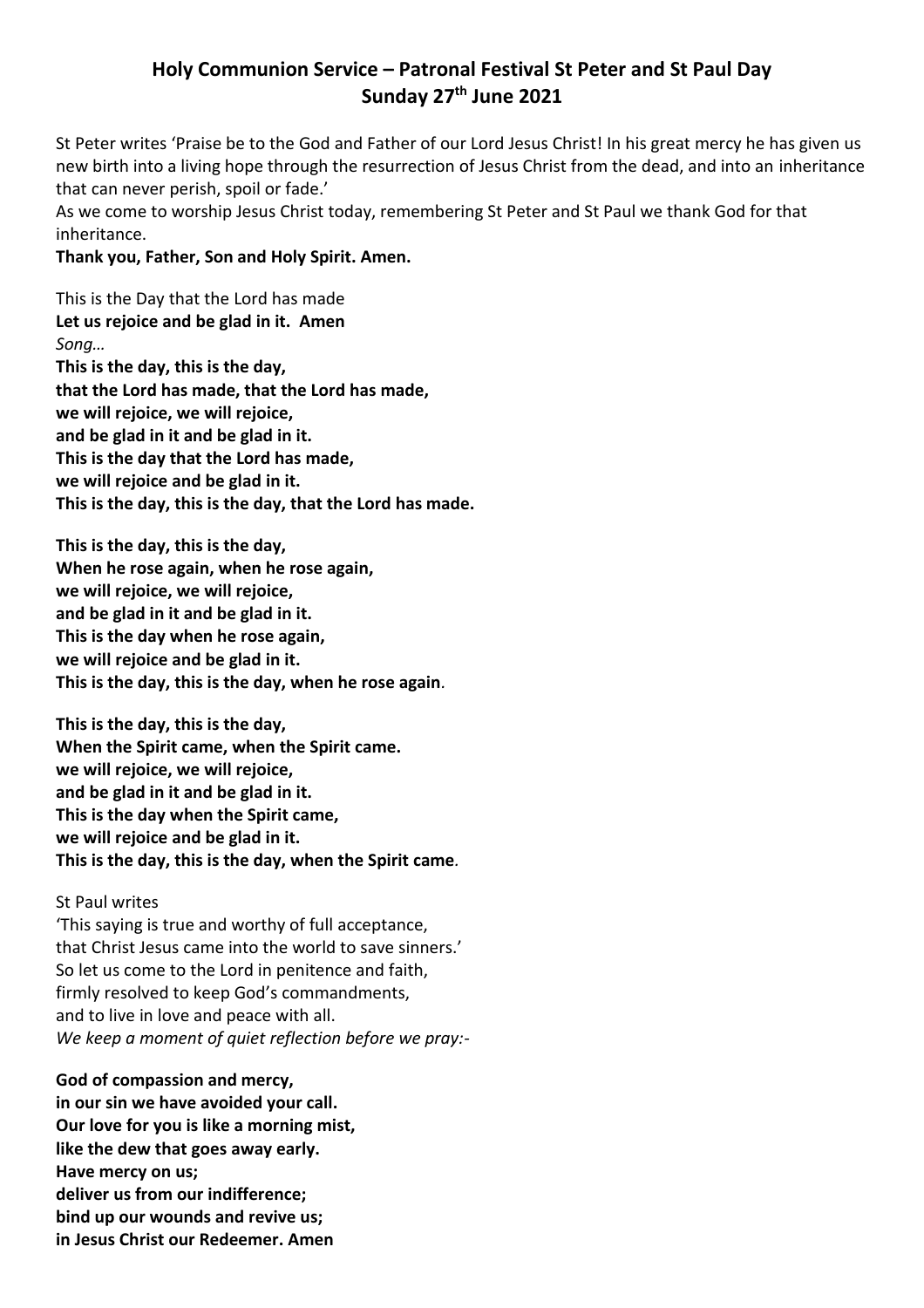# Holy Communion Service – Patronal Festival St Peter and St Paul Day
## Sunday 27th June 2021

St Peter writes 'Praise be to the God and Father of our Lord Jesus Christ! In his great mercy he has given us new birth into a living hope through the resurrection of Jesus Christ from the dead, and into an inheritance that can never perish, spoil or fade.'
As we come to worship Jesus Christ today, remembering St Peter and St Paul we thank God for that inheritance.
**Thank you, Father, Son and Holy Spirit. Amen.**

This is the Day that the Lord has made
**Let us rejoice and be glad in it. Amen**
*Song…*
**This is the day, this is the day,**
**that the Lord has made, that the Lord has made,**
**we will rejoice, we will rejoice,**
**and be glad in it and be glad in it.**
**This is the day that the Lord has made,**
**we will rejoice and be glad in it.**
**This is the day, this is the day, that the Lord has made.**

**This is the day, this is the day,**
**When he rose again, when he rose again,**
**we will rejoice, we will rejoice,**
**and be glad in it and be glad in it.**
**This is the day when he rose again,**
**we will rejoice and be glad in it.**
**This is the day, this is the day, when he rose again**.

**This is the day, this is the day,**
**When the Spirit came, when the Spirit came.**
**we will rejoice, we will rejoice,**
**and be glad in it and be glad in it.**
**This is the day when the Spirit came,**
**we will rejoice and be glad in it.**
**This is the day, this is the day, when the Spirit came**.

St Paul writes
'This saying is true and worthy of full acceptance,
that Christ Jesus came into the world to save sinners.'
So let us come to the Lord in penitence and faith,
firmly resolved to keep God's commandments,
and to live in love and peace with all.
*We keep a moment of quiet reflection before we pray:-*

**God of compassion and mercy,**
**in our sin we have avoided your call.**
**Our love for you is like a morning mist,**
**like the dew that goes away early.**
**Have mercy on us;**
**deliver us from our indifference;**
**bind up our wounds and revive us;**
**in Jesus Christ our Redeemer. Amen**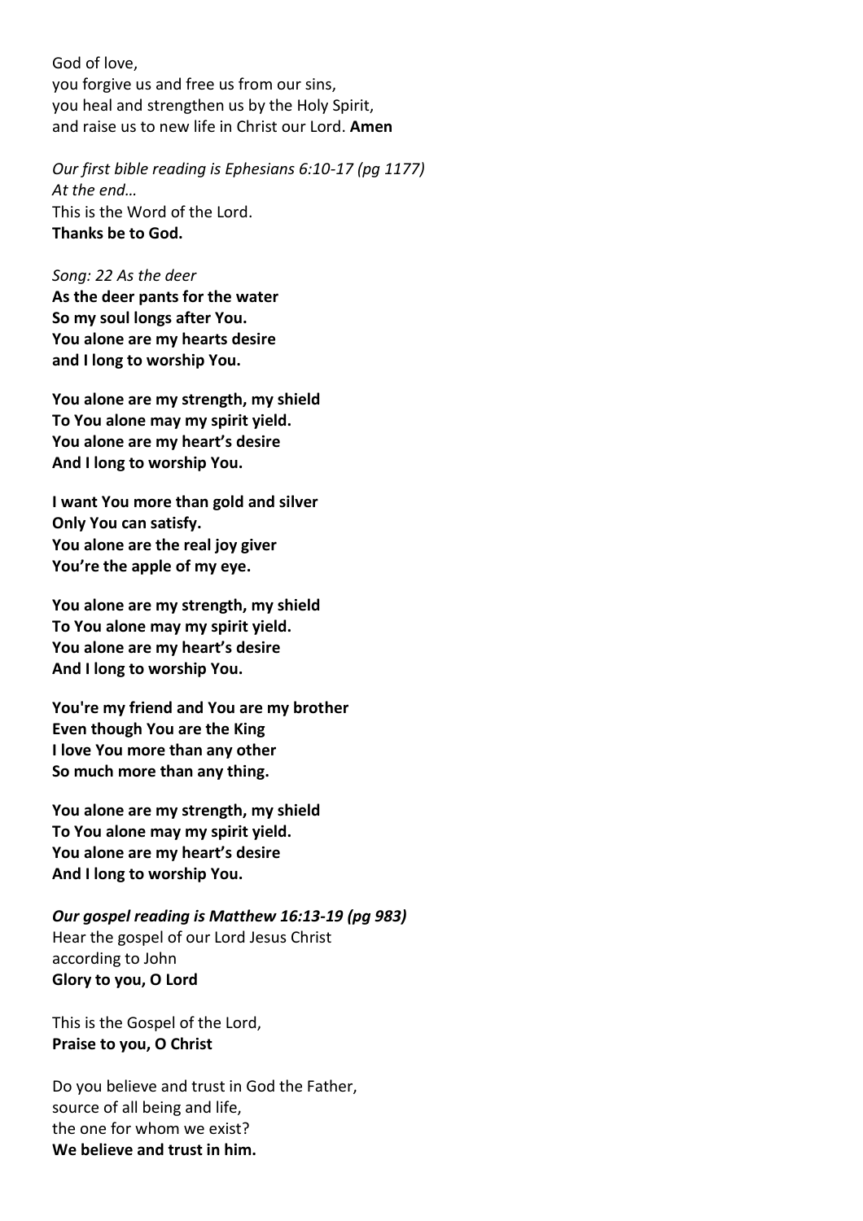God of love,  
you forgive us and free us from our sins,  
you heal and strengthen us by the Holy Spirit,  
and raise us to new life in Christ our Lord. **Amen**

*Our first bible reading is Ephesians 6:10-17 (pg 1177)*  
*At the end…*  
This is the Word of the Lord.  
**Thanks be to God.**

*Song: 22 As the deer*  
**As the deer pants for the water**  
**So my soul longs after You.**  
**You alone are my hearts desire**  
**and I long to worship You.**

**You alone are my strength, my shield**  
**To You alone may my spirit yield.**  
**You alone are my heart's desire**  
**And I long to worship You.**

**I want You more than gold and silver**  
**Only You can satisfy.**  
**You alone are the real joy giver**  
**You're the apple of my eye.**

**You alone are my strength, my shield**  
**To You alone may my spirit yield.**  
**You alone are my heart's desire**  
**And I long to worship You.**

**You're my friend and You are my brother**  
**Even though You are the King**  
**I love You more than any other**  
**So much more than any thing.**

**You alone are my strength, my shield**  
**To You alone may my spirit yield.**  
**You alone are my heart's desire**  
**And I long to worship You.**

***Our gospel reading is Matthew 16:13-19 (pg 983)***  
Hear the gospel of our Lord Jesus Christ  
according to John  
**Glory to you, O Lord**

This is the Gospel of the Lord,  
**Praise to you, O Christ**

Do you believe and trust in God the Father,  
source of all being and life,  
the one for whom we exist?  
**We believe and trust in him.**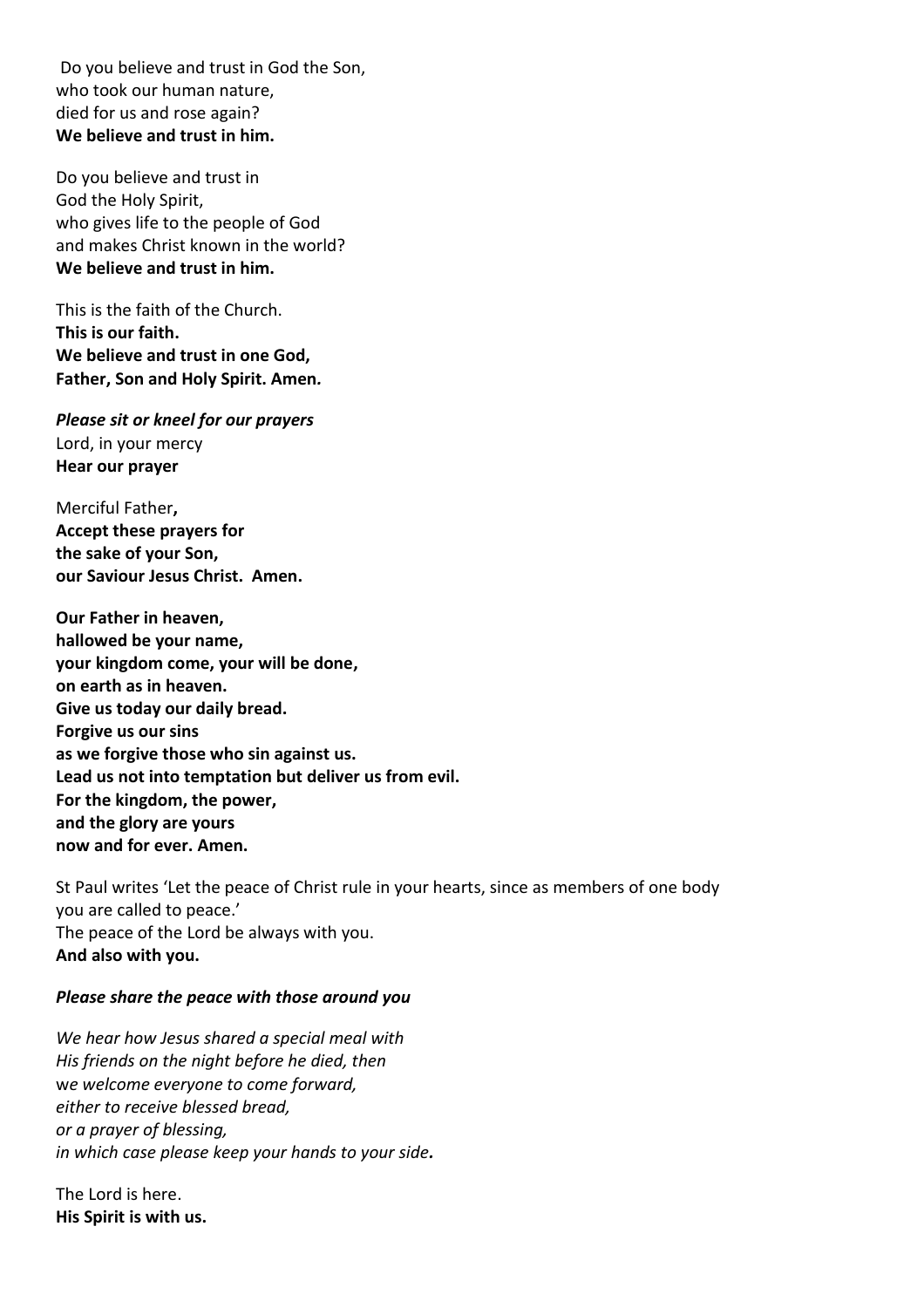Do you believe and trust in God the Son,
who took our human nature,
died for us and rose again?
**We believe and trust in him.**

Do you believe and trust in
God the Holy Spirit,
who gives life to the people of God
and makes Christ known in the world?
**We believe and trust in him.**

This is the faith of the Church.
**This is our faith.**
**We believe and trust in one God,**
**Father, Son and Holy Spirit. Amen.**

***Please sit or kneel for our prayers***
Lord, in your mercy
**Hear our prayer**

Merciful Father**,**
**Accept these prayers for**
**the sake of your Son,**
**our Saviour Jesus Christ. Amen.**

**Our Father in heaven,**
**hallowed be your name,**
**your kingdom come, your will be done,**
**on earth as in heaven.**
**Give us today our daily bread.**
**Forgive us our sins**
**as we forgive those who sin against us.**
**Lead us not into temptation but deliver us from evil.**
**For the kingdom, the power,**
**and the glory are yours**
**now and for ever. Amen.**

St Paul writes 'Let the peace of Christ rule in your hearts, since as members of one body you are called to peace.'
The peace of the Lord be always with you.
**And also with you.**

***Please share the peace with those around you***

*We hear how Jesus shared a special meal with*
*His friends on the night before he died, then*
*we welcome everyone to come forward,*
*either to receive blessed bread,*
*or a prayer of blessing,*
*in which case please keep your hands to your side.*

The Lord is here.
**His Spirit is with us.**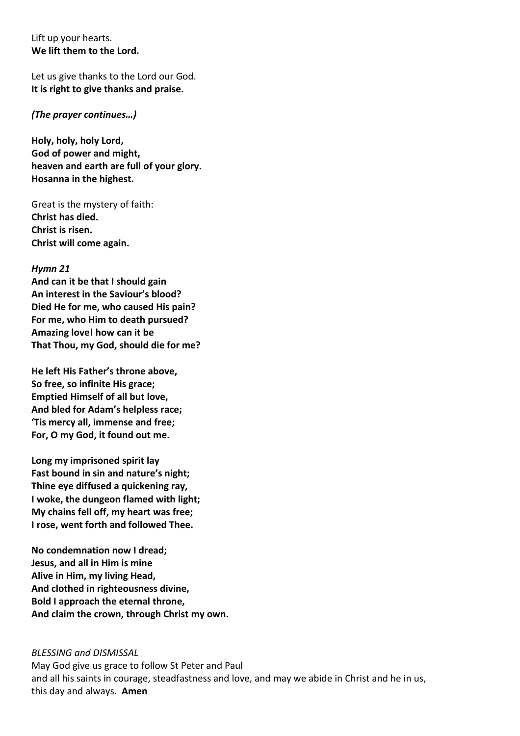Lift up your hearts.
**We lift them to the Lord.**

Let us give thanks to the Lord our God.
**It is right to give thanks and praise.**

***(The prayer continues…)***

**Holy, holy, holy Lord,**
**God of power and might,**
**heaven and earth are full of your glory.**
**Hosanna in the highest.**

Great is the mystery of faith:
**Christ has died.**
**Christ is risen.**
**Christ will come again.**

***Hymn 21***
**And can it be that I should gain**
**An interest in the Saviour's blood?**
**Died He for me, who caused His pain?**
**For me, who Him to death pursued?**
**Amazing love! how can it be**
**That Thou, my God, should die for me?**

**He left His Father's throne above,**
**So free, so infinite His grace;**
**Emptied Himself of all but love,**
**And bled for Adam's helpless race;**
**'Tis mercy all, immense and free;**
**For, O my God, it found out me.**

**Long my imprisoned spirit lay**
**Fast bound in sin and nature's night;**
**Thine eye diffused a quickening ray,**
**I woke, the dungeon flamed with light;**
**My chains fell off, my heart was free;**
**I rose, went forth and followed Thee.**

**No condemnation now I dread;**
**Jesus, and all in Him is mine**
**Alive in Him, my living Head,**
**And clothed in righteousness divine,**
**Bold I approach the eternal throne,**
**And claim the crown, through Christ my own.**

*BLESSING and DISMISSAL*
May God give us grace to follow St Peter and Paul
and all his saints in courage, steadfastness and love, and may we abide in Christ and he in us,
this day and always. **Amen**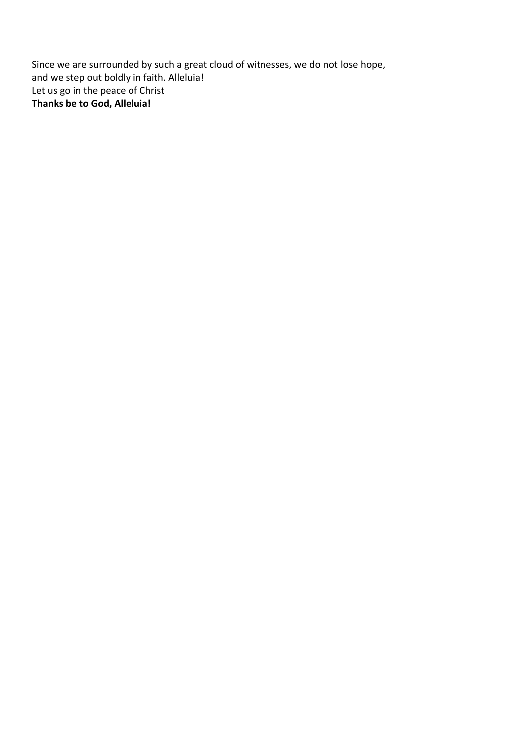Since we are surrounded by such a great cloud of witnesses, we do not lose hope,
and we step out boldly in faith. Alleluia!
Let us go in the peace of Christ
**Thanks be to God, Alleluia!**